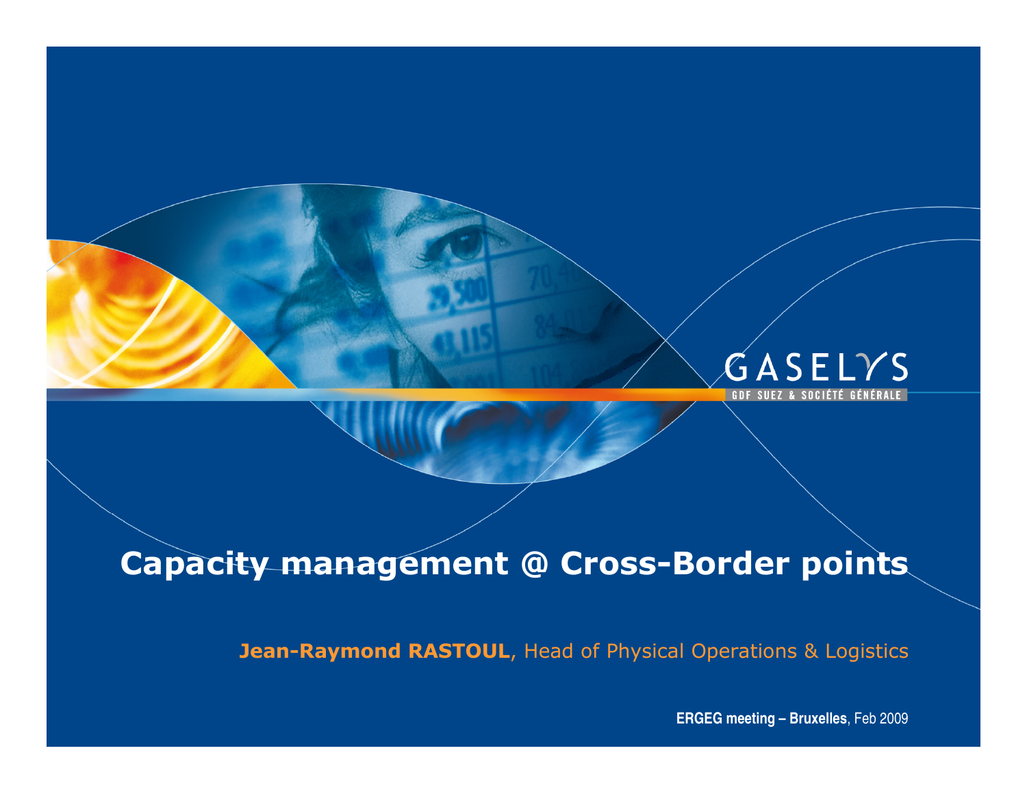GASELYS

GDF SUEZ & SOCIÉTÉ GÉNÉRALE

# Capacity management @ Cross-Border points

**Jean-Raymond RASTOUL**, Head of Physical Operations & Logistics

**ERGEG meeting – Bruxelles**, Feb 2009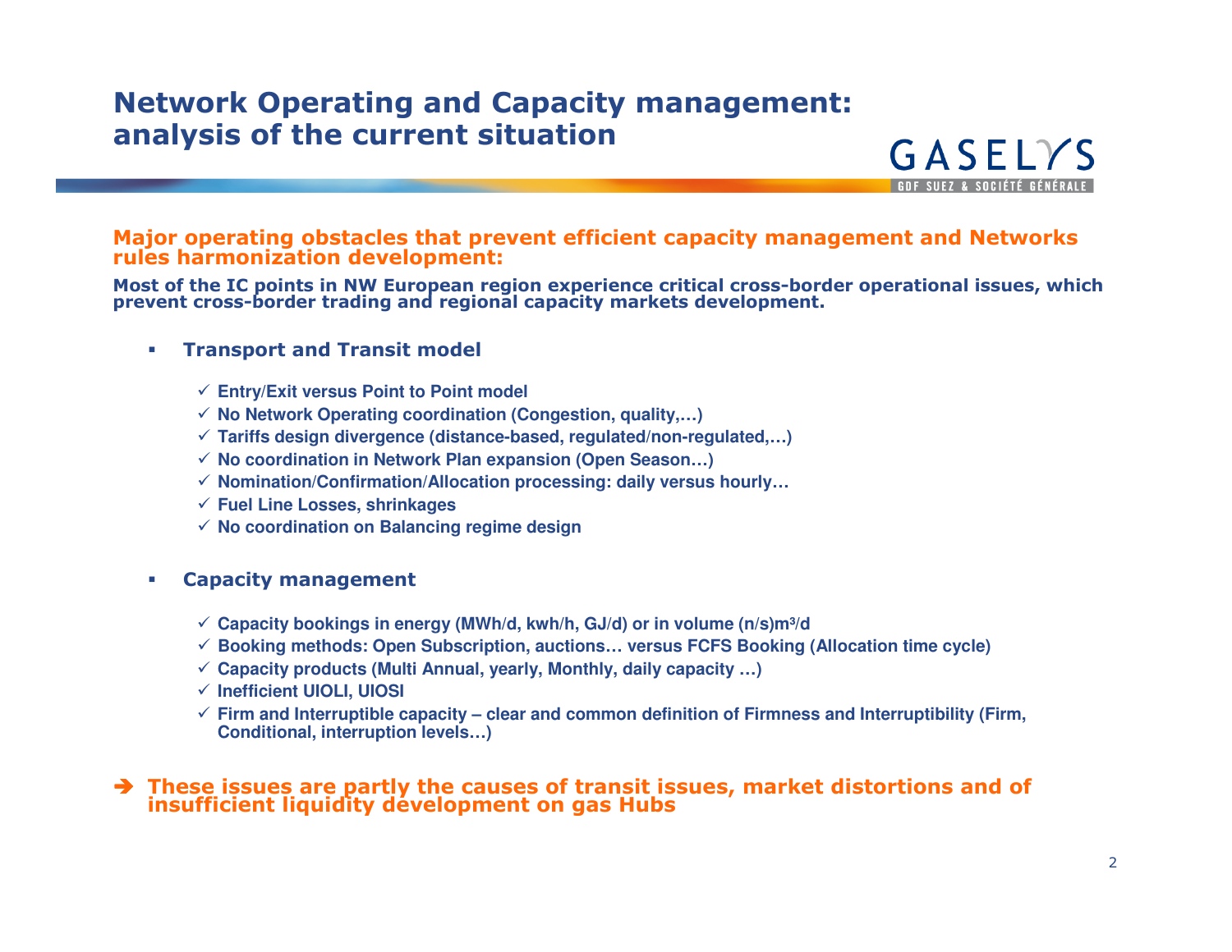# Network Operating and Capacity management: analysis of the current situation

GASELYS
GDF SUEZ & SOCIÉTÉ GÉNÉRALE

## Major operating obstacles that prevent efficient capacity management and Networks rules harmonization development:

**Most of the IC points in NW European region experience critical cross-border operational issues, which prevent cross-border trading and regional capacity markets development.**

- **Transport and Transit model**
  - ✓ Entry/Exit versus Point to Point model
  - ✓ No Network Operating coordination (Congestion, quality,…)
  - ✓ Tariffs design divergence (distance-based, regulated/non-regulated,…)
  - ✓ No coordination in Network Plan expansion (Open Season…)
  - ✓ Nomination/Confirmation/Allocation processing: daily versus hourly…
  - ✓ Fuel Line Losses, shrinkages
  - ✓ No coordination on Balancing regime design

- **Capacity management**
  - ✓ Capacity bookings in energy (MWh/d, kwh/h, GJ/d) or in volume (n/s)$m^3$/d
  - ✓ Booking methods: Open Subscription, auctions… versus FCFS Booking (Allocation time cycle)
  - ✓ Capacity products (Multi Annual, yearly, Monthly, daily capacity …)
  - ✓ Inefficient UIOLI, UIOSI
  - ✓ Firm and Interruptible capacity – clear and common definition of Firmness and Interruptibility (Firm, Conditional, interruption levels…)

➔ **These issues are partly the causes of transit issues, market distortions and of insufficient liquidity development on gas Hubs**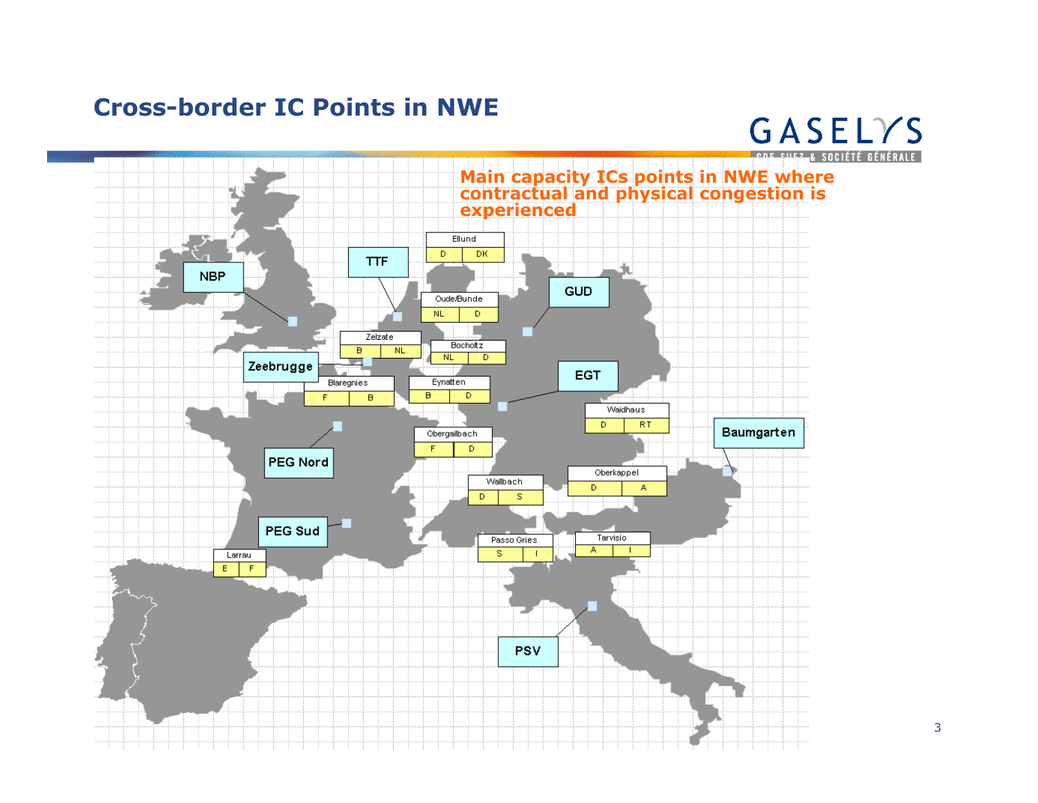# Cross-border IC Points in NWE

**Main capacity ICs points in NWE where contractual and physical congestion is experienced**

| IC Point | From | To |
| --- | --- | --- |
| Ellund | D | DK |
| Oude/Bunde | NL | D |
| Zelzate | B | NL |
| Bocholtz | NL | D |
| Blaregnies | F | B |
| Eynatten | B | D |
| Waidhaus | D | RT |
| Obergailbach | F | D |
| Wallbach | D | S |
| Oberkappel | D | A |
| Passo Gries | S | I |
| Tarvisio | A | I |
| Larrau | E | F |

Hubs: NBP, TTF, GUD, Zeebrugge, EGT, Baumgarten, PEG Nord, PEG Sud, PSV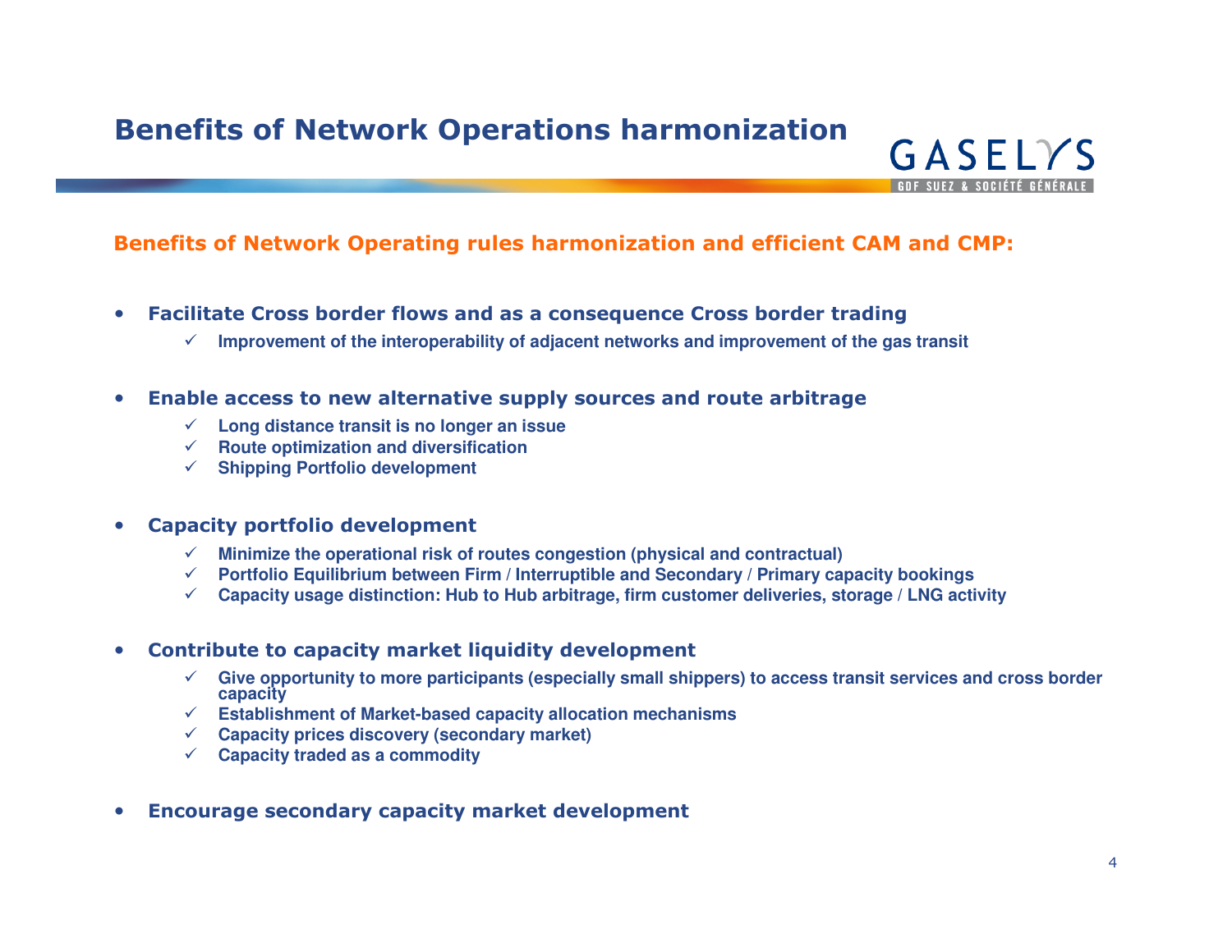# Benefits of Network Operations harmonization

GASELYS
GDF SUEZ & SOCIÉTÉ GÉNÉRALE

## Benefits of Network Operating rules harmonization and efficient CAM and CMP:

- **Facilitate Cross border flows and as a consequence Cross border trading**
  - ✓ **Improvement of the interoperability of adjacent networks and improvement of the gas transit**

- **Enable access to new alternative supply sources and route arbitrage**
  - ✓ **Long distance transit is no longer an issue**
  - ✓ **Route optimization and diversification**
  - ✓ **Shipping Portfolio development**

- **Capacity portfolio development**
  - ✓ **Minimize the operational risk of routes congestion (physical and contractual)**
  - ✓ **Portfolio Equilibrium between Firm / Interruptible and Secondary / Primary capacity bookings**
  - ✓ **Capacity usage distinction: Hub to Hub arbitrage, firm customer deliveries, storage / LNG activity**

- **Contribute to capacity market liquidity development**
  - ✓ **Give opportunity to more participants (especially small shippers) to access transit services and cross border capacity**
  - ✓ **Establishment of Market-based capacity allocation mechanisms**
  - ✓ **Capacity prices discovery (secondary market)**
  - ✓ **Capacity traded as a commodity**

- **Encourage secondary capacity market development**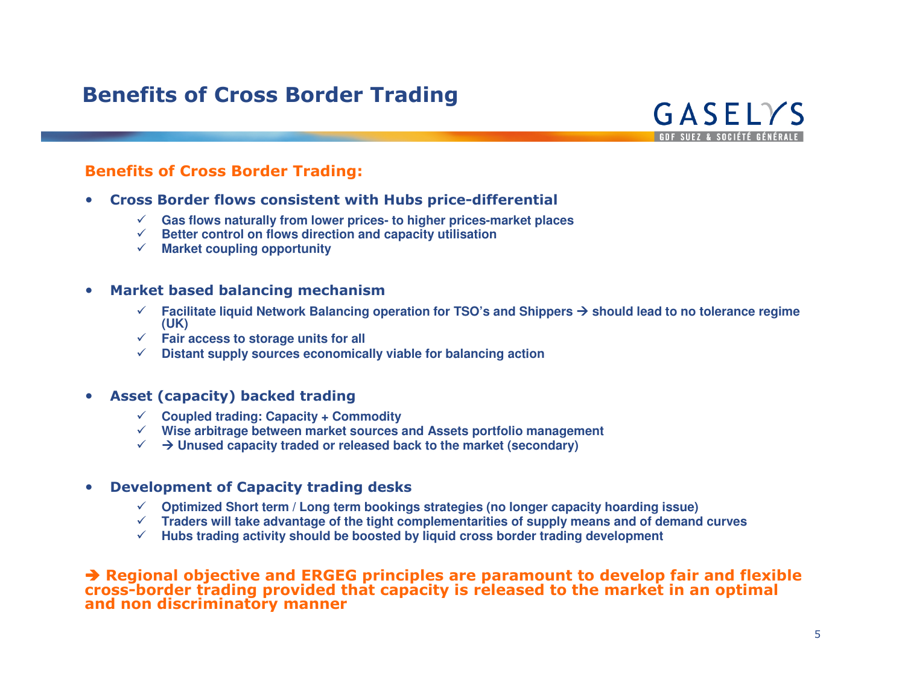# Benefits of Cross Border Trading

## Benefits of Cross Border Trading:

- **Cross Border flows consistent with Hubs price-differential**
  - ✓ Gas flows naturally from lower prices- to higher prices-market places
  - ✓ Better control on flows direction and capacity utilisation
  - ✓ Market coupling opportunity

- **Market based balancing mechanism**
  - ✓ Facilitate liquid Network Balancing operation for TSO's and Shippers → should lead to no tolerance regime (UK)
  - ✓ Fair access to storage units for all
  - ✓ Distant supply sources economically viable for balancing action

- **Asset (capacity) backed trading**
  - ✓ Coupled trading: Capacity + Commodity
  - ✓ Wise arbitrage between market sources and Assets portfolio management
  - ✓ → Unused capacity traded or released back to the market (secondary)

- **Development of Capacity trading desks**
  - ✓ Optimized Short term / Long term bookings strategies (no longer capacity hoarding issue)
  - ✓ Traders will take advantage of the tight complementarities of supply means and of demand curves
  - ✓ Hubs trading activity should be boosted by liquid cross border trading development

**→ Regional objective and ERGEG principles are paramount to develop fair and flexible cross-border trading provided that capacity is released to the market in an optimal and non discriminatory manner**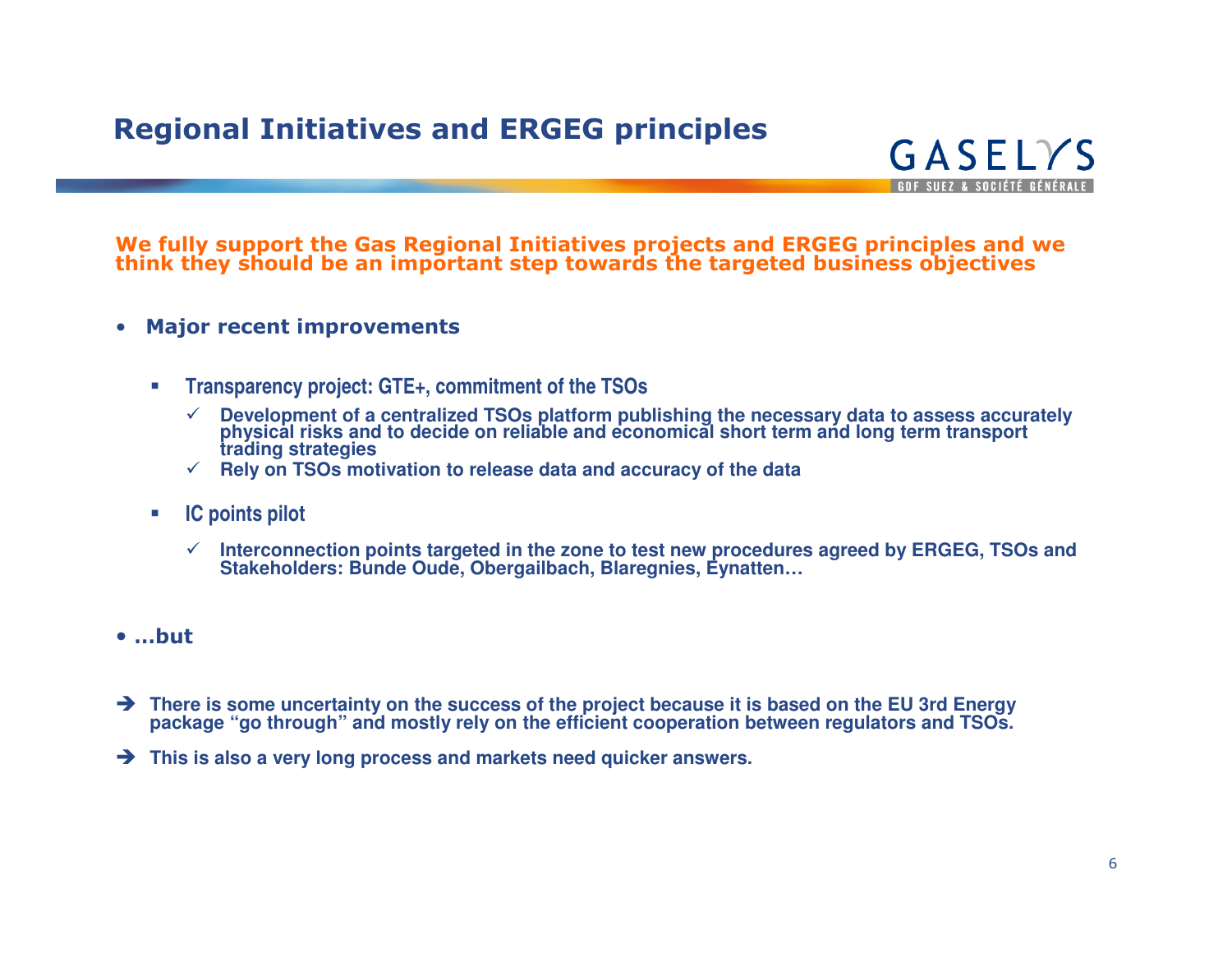# Regional Initiatives and ERGEG principles

**We fully support the Gas Regional Initiatives projects and ERGEG principles and we think they should be an important step towards the targeted business objectives**

- **Major recent improvements**
  - **Transparency project: GTE+, commitment of the TSOs**
    - ✓ **Development of a centralized TSOs platform publishing the necessary data to assess accurately physical risks and to decide on reliable and economical short term and long term transport trading strategies**
    - ✓ **Rely on TSOs motivation to release data and accuracy of the data**
  - **IC points pilot**
    - ✓ **Interconnection points targeted in the zone to test new procedures agreed by ERGEG, TSOs and Stakeholders: Bunde Oude, Obergailbach, Blaregnies, Eynatten…**
- **…but**

➔ **There is some uncertainty on the success of the project because it is based on the EU 3rd Energy package "go through" and mostly rely on the efficient cooperation between regulators and TSOs.**

➔ **This is also a very long process and markets need quicker answers.**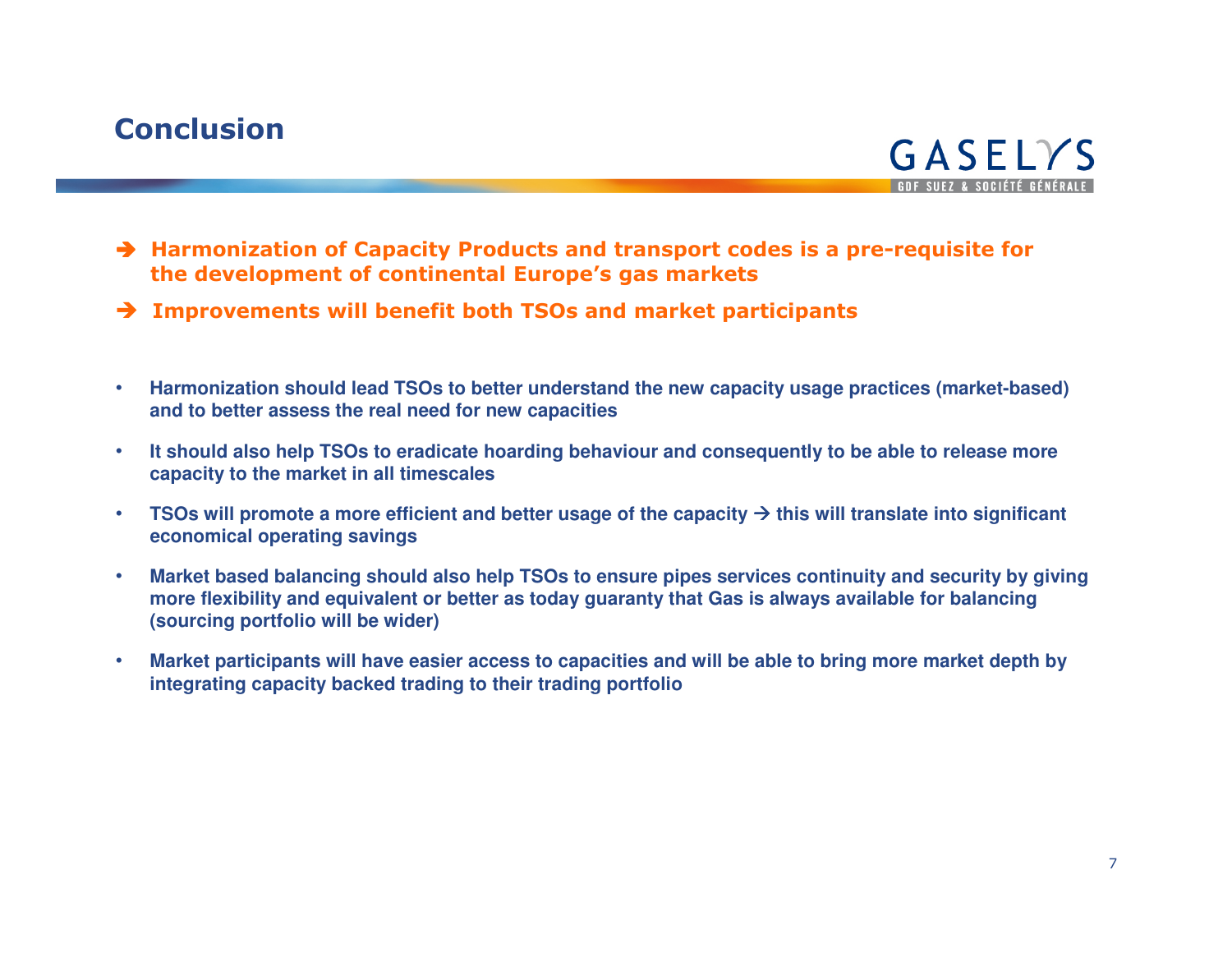# Conclusion

GASELYS
GDF SUEZ & SOCIÉTÉ GÉNÉRALE

➔ **Harmonization of Capacity Products and transport codes is a pre-requisite for the development of continental Europe's gas markets**

➔ **Improvements will benefit both TSOs and market participants**

- **Harmonization should lead TSOs to better understand the new capacity usage practices (market-based) and to better assess the real need for new capacities**
- **It should also help TSOs to eradicate hoarding behaviour and consequently to be able to release more capacity to the market in all timescales**
- **TSOs will promote a more efficient and better usage of the capacity → this will translate into significant economical operating savings**
- **Market based balancing should also help TSOs to ensure pipes services continuity and security by giving more flexibility and equivalent or better as today guaranty that Gas is always available for balancing (sourcing portfolio will be wider)**
- **Market participants will have easier access to capacities and will be able to bring more market depth by integrating capacity backed trading to their trading portfolio**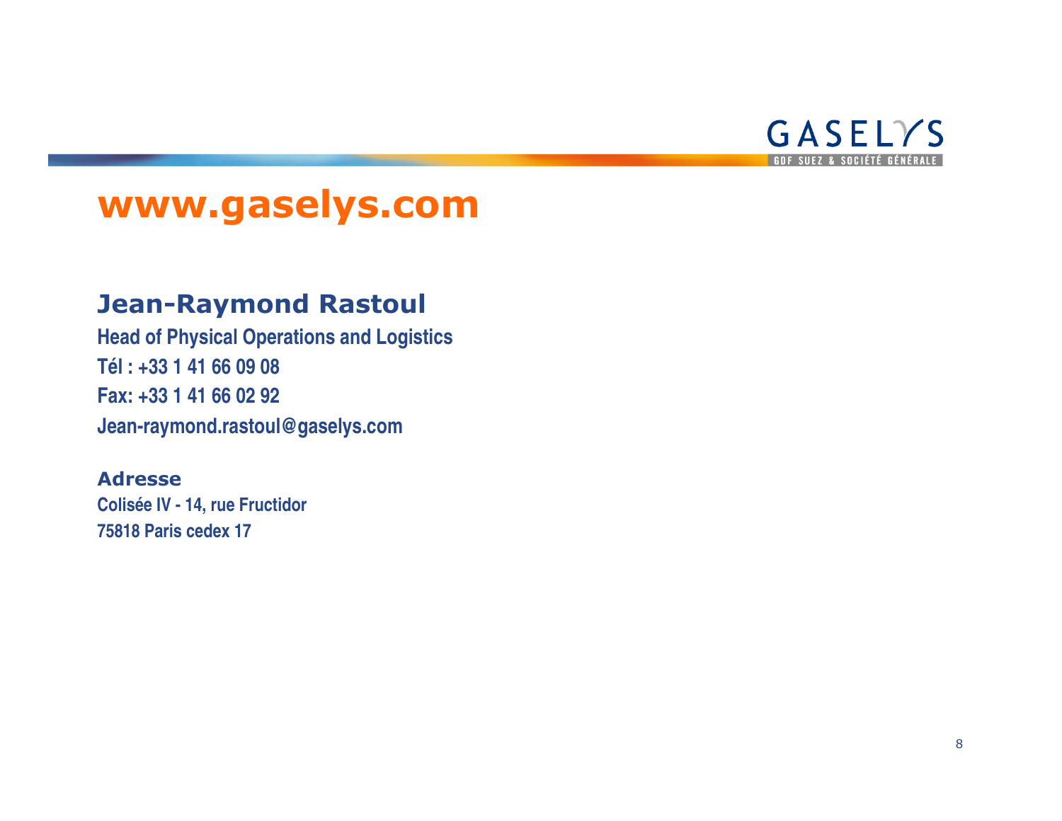GASELYS
GDF SUEZ & SOCIÉTÉ GÉNÉRALE

# www.gaselys.com

## Jean-Raymond Rastoul

**Head of Physical Operations and Logistics**
**Tél : +33 1 41 66 09 08**
**Fax: +33 1 41 66 02 92**
**Jean-raymond.rastoul@gaselys.com**

### Adresse

**Colisée IV - 14, rue Fructidor**
**75818 Paris cedex 17**